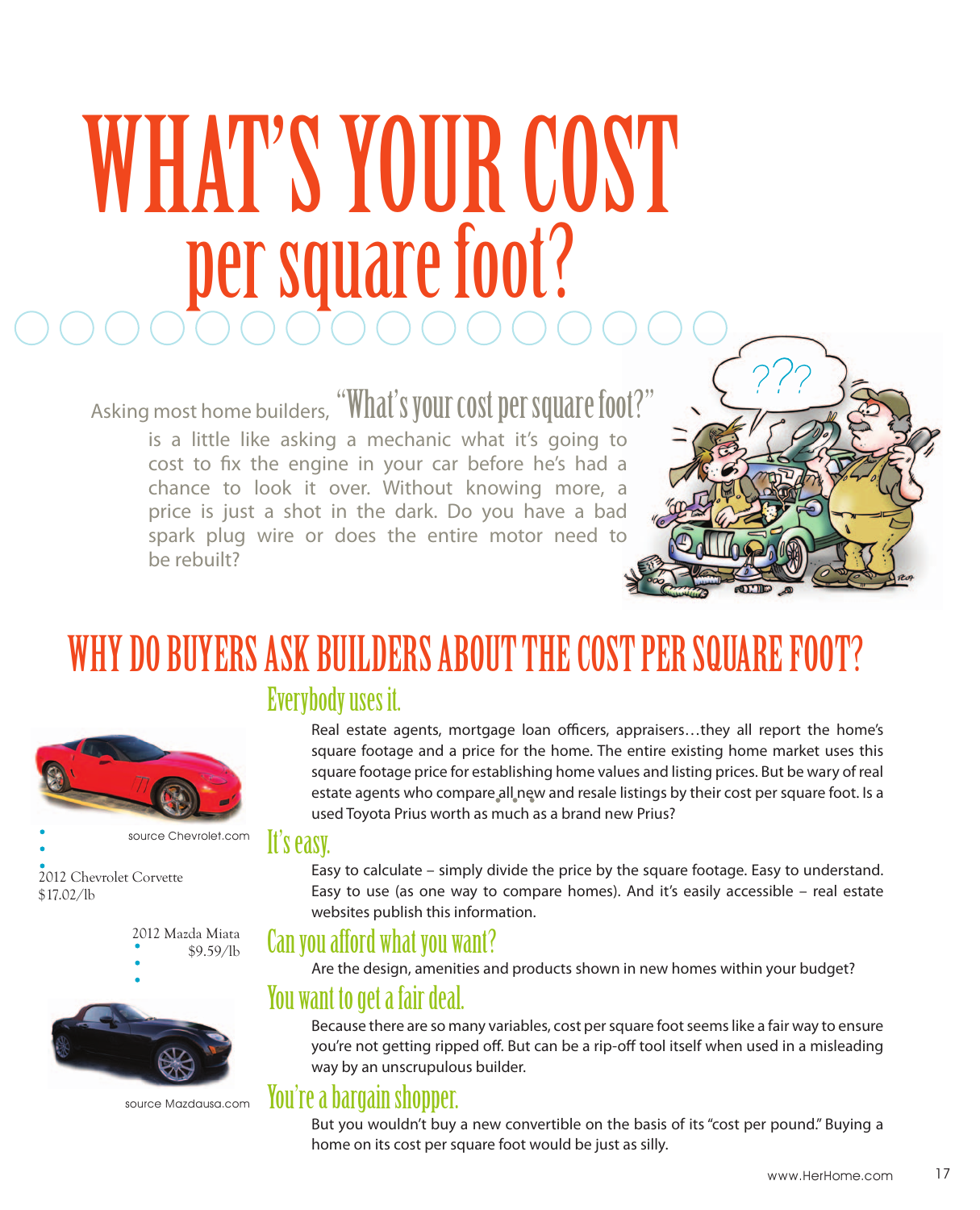# WHAT'S YOUR COST per square foot?

Asking most home builders, "What's your cost per square foot?" is a little like asking a mechanic what it's going to cost to fix the engine in your car before he's had a chance to look it over. Without knowing more, a price is just a shot in the dark. Do you have a bad spark plug wire or does the entire motor need to be rebuilt?

## WHY DO BUYERS ASK BUILDERS ABOUT THE COST PER SQUARE FOOT?

### Everybody uses it.

Real estate agents, mortgage loan officers, appraisers…they all report the home's square footage and a price for the home. The entire existing home market uses this square footage price for establishing home values and listing prices. But be wary of real estate agents who compare all new and resale listings by their cost per square foot. Is a used Toyota Prius worth as much as a brand new Prius?

### It's easy.

Easy to calculate – simply divide the price by the square footage. Easy to understand. Easy to use (as one way to compare homes). And it's easily accessible – real estate websites publish this information.

### Can you afford what you want?

Are the design, amenities and products shown in new homes within your budget?

### You want to get a fair deal.

Because there are so many variables, cost per square foot seems like a fair way to ensure you're not getting ripped off. But can be a rip-off tool itself when used in a misleading way by an unscrupulous builder.

### You're a bargain shopper.

But you wouldn't buy a new convertible on the basis of its "cost per pound." Buying a home on its cost per square foot would be just as silly.

source Chevrolet.com

2012 Chevrolet Corvette
$17.02/lb

2012 Mazda Miata
$9.59/lb

source Mazdausa.com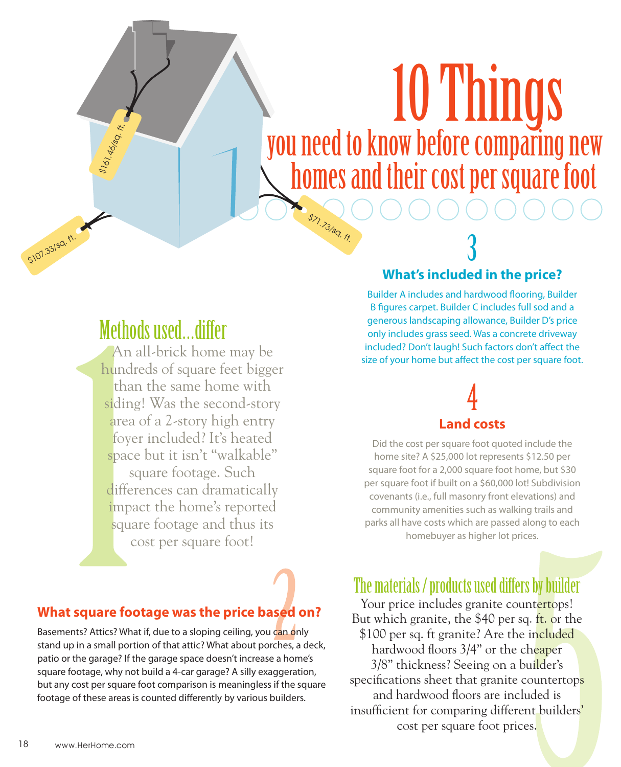# 10 Things

## you need to know before comparing new homes and their cost per square foot

$161.46/sq. ft.

$107.33/sq. ft.

$71.73/sq. ft.

## 1 Methods used…differ

An all-brick home may be hundreds of square feet bigger than the same home with siding! Was the second-story area of a 2-story high entry foyer included? It's heated space but it isn't "walkable" square footage. Such differences can dramatically impact the home's reported square footage and thus its cost per square foot!

## 2 What square footage was the price based on?

Basements? Attics? What if, due to a sloping ceiling, you can only stand up in a small portion of that attic? What about porches, a deck, patio or the garage? If the garage space doesn't increase a home's square footage, why not build a 4-car garage? A silly exaggeration, but any cost per square foot comparison is meaningless if the square footage of these areas is counted differently by various builders.

## 3 What's included in the price?

Builder A includes and hardwood flooring, Builder B figures carpet. Builder C includes full sod and a generous landscaping allowance, Builder D's price only includes grass seed. Was a concrete driveway included? Don't laugh! Such factors don't affect the size of your home but affect the cost per square foot.

## 4 Land costs

Did the cost per square foot quoted include the home site? A $25,000 lot represents $12.50 per square foot for a 2,000 square foot home, but $30 per square foot if built on a $60,000 lot! Subdivision covenants (i.e., full masonry front elevations) and community amenities such as walking trails and parks all have costs which are passed along to each homebuyer as higher lot prices.

## 5 The materials / products used differs by builder

Your price includes granite countertops! But which granite, the $40 per sq. ft. or the $100 per sq. ft granite? Are the included hardwood floors 3/4" or the cheaper 3/8" thickness? Seeing on a builder's specifications sheet that granite countertops and hardwood floors are included is insufficient for comparing different builders' cost per square foot prices.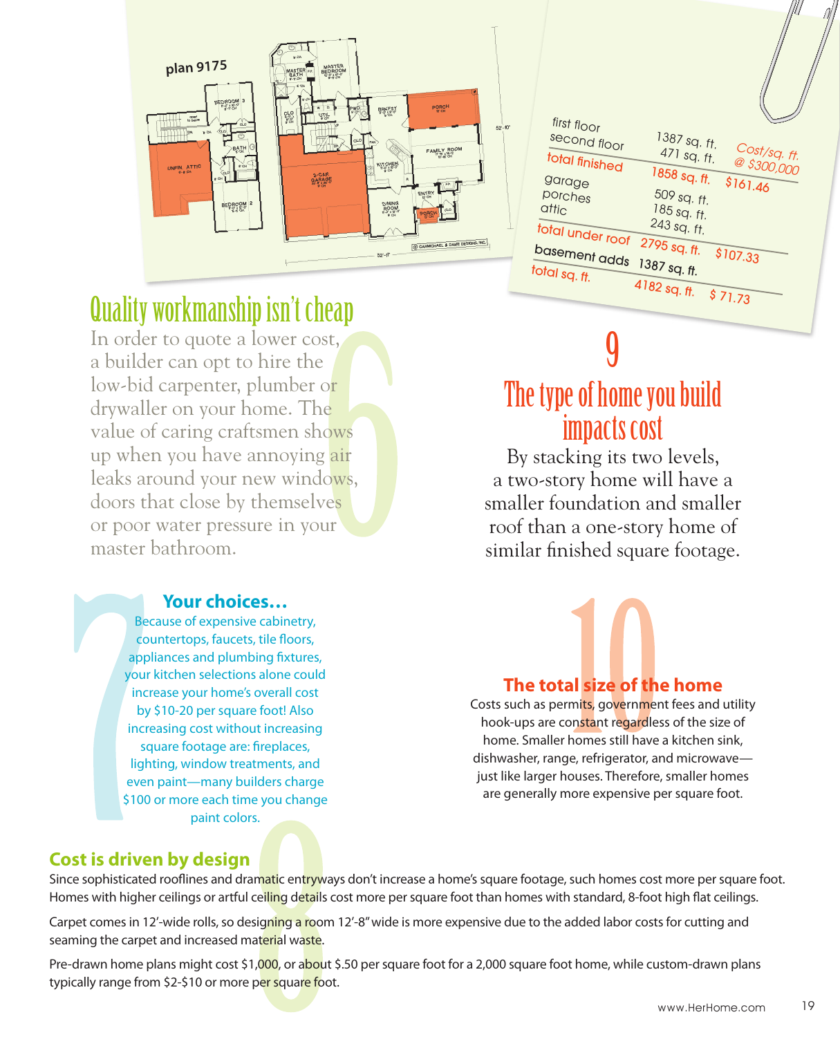plan 9175

| | | Cost/sq. ft. @ $300,000 |
|---|---|---|
| first floor | 1387 sq. ft. | |
| second floor | 471 sq. ft. | |
| total finished | 1858 sq. ft. | $161.46 |
| garage | 509 sq. ft. | |
| porches | 185 sq. ft. | |
| attic | 243 sq. ft. | |
| total under roof | 2795 sq. ft. | $107.33 |
| basement adds | 1387 sq. ft. | |
| total sq. ft. | 4182 sq. ft. | $ 71.73 |

## 6 Quality workmanship isn't cheap

In order to quote a lower cost, a builder can opt to hire the low-bid carpenter, plumber or drywaller on your home. The value of caring craftsmen shows up when you have annoying air leaks around your new windows, doors that close by themselves or poor water pressure in your master bathroom.

## 7 Your choices…

Because of expensive cabinetry, countertops, faucets, tile floors, appliances and plumbing fixtures, your kitchen selections alone could increase your home's overall cost by $10-20 per square foot! Also increasing cost without increasing square footage are: fireplaces, lighting, window treatments, and even paint—many builders charge $100 or more each time you change paint colors.

## 8 Cost is driven by design

Since sophisticated rooflines and dramatic entryways don't increase a home's square footage, such homes cost more per square foot. Homes with higher ceilings or artful ceiling details cost more per square foot than homes with standard, 8-foot high flat ceilings.

Carpet comes in 12'-wide rolls, so designing a room 12'-8" wide is more expensive due to the added labor costs for cutting and seaming the carpet and increased material waste.

Pre-drawn home plans might cost $1,000, or about $.50 per square foot for a 2,000 square foot home, while custom-drawn plans typically range from $2-$10 or more per square foot.

## 9 The type of home you build impacts cost

By stacking its two levels, a two-story home will have a smaller foundation and smaller roof than a one-story home of similar finished square footage.

## 10 The total size of the home

Costs such as permits, government fees and utility hook-ups are constant regardless of the size of home. Smaller homes still have a kitchen sink, dishwasher, range, refrigerator, and microwave—just like larger houses. Therefore, smaller homes are generally more expensive per square foot.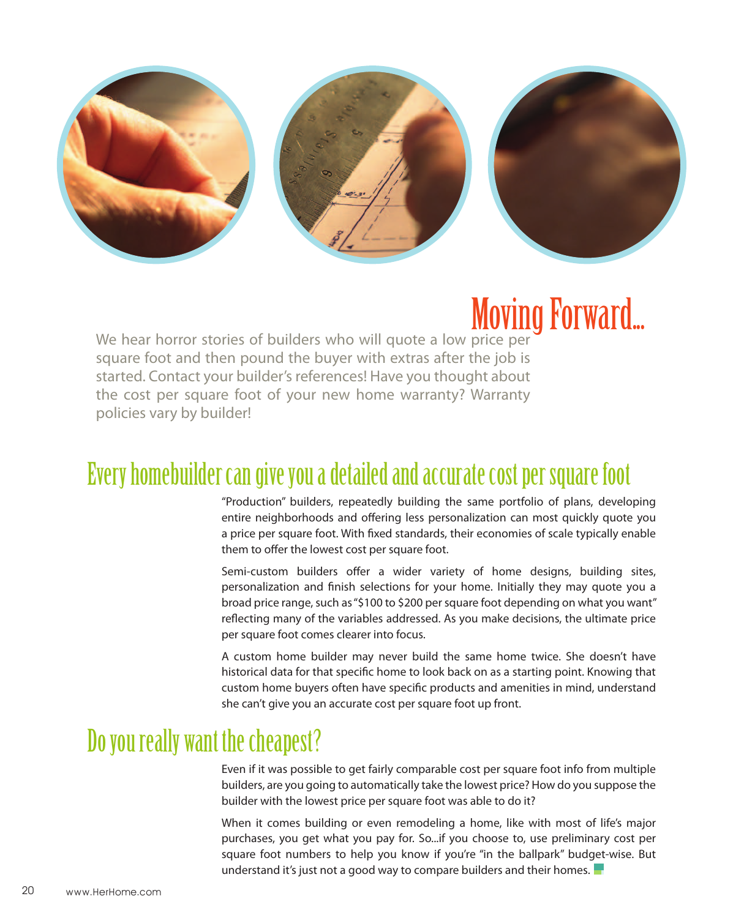# Moving Forward...

We hear horror stories of builders who will quote a low price per square foot and then pound the buyer with extras after the job is started. Contact your builder's references! Have you thought about the cost per square foot of your new home warranty? Warranty policies vary by builder!

## Every homebuilder can give you a detailed and accurate cost per square foot

"Production" builders, repeatedly building the same portfolio of plans, developing entire neighborhoods and offering less personalization can most quickly quote you a price per square foot. With fixed standards, their economies of scale typically enable them to offer the lowest cost per square foot.

Semi-custom builders offer a wider variety of home designs, building sites, personalization and finish selections for your home. Initially they may quote you a broad price range, such as "$100 to $200 per square foot depending on what you want" reflecting many of the variables addressed. As you make decisions, the ultimate price per square foot comes clearer into focus.

A custom home builder may never build the same home twice. She doesn't have historical data for that specific home to look back on as a starting point. Knowing that custom home buyers often have specific products and amenities in mind, understand she can't give you an accurate cost per square foot up front.

## Do you really want the cheapest?

Even if it was possible to get fairly comparable cost per square foot info from multiple builders, are you going to automatically take the lowest price? How do you suppose the builder with the lowest price per square foot was able to do it?

When it comes building or even remodeling a home, like with most of life's major purchases, you get what you pay for. So...if you choose to, use preliminary cost per square foot numbers to help you know if you're "in the ballpark" budget-wise. But understand it's just not a good way to compare builders and their homes.